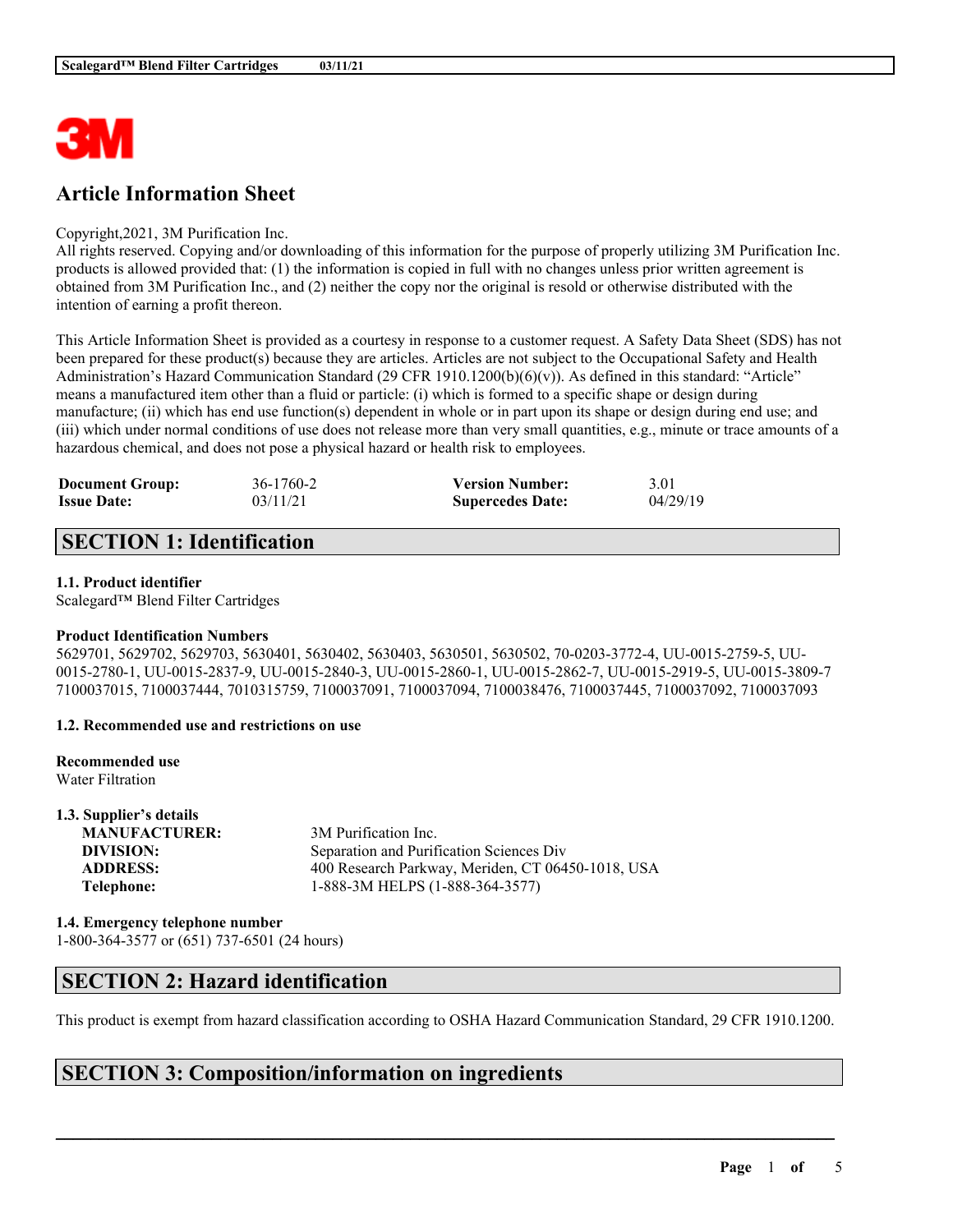# Article Information Sheet

Copyright,2021, 3M Purification Inc.
All rights reserved. Copying and/or downloading of this information for the purpose of properly utilizing 3M Purification Inc. products is allowed provided that: (1) the information is copied in full with no changes unless prior written agreement is obtained from 3M Purification Inc., and (2) neither the copy nor the original is resold or otherwise distributed with the intention of earning a profit thereon.

This Article Information Sheet is provided as a courtesy in response to a customer request. A Safety Data Sheet (SDS) has not been prepared for these product(s) because they are articles. Articles are not subject to the Occupational Safety and Health Administration's Hazard Communication Standard (29 CFR 1910.1200(b)(6)(v)). As defined in this standard: "Article" means a manufactured item other than a fluid or particle: (i) which is formed to a specific shape or design during manufacture; (ii) which has end use function(s) dependent in whole or in part upon its shape or design during end use; and (iii) which under normal conditions of use does not release more than very small quantities, e.g., minute or trace amounts of a hazardous chemical, and does not pose a physical hazard or health risk to employees.

| | | | |
|---|---|---|---|
| **Document Group:** | 36-1760-2 | **Version Number:** | 3.01 |
| **Issue Date:** | 03/11/21 | **Supercedes Date:** | 04/29/19 |

## SECTION 1: Identification

### 1.1. Product identifier

Scalegard™ Blend Filter Cartridges

**Product Identification Numbers**

5629701, 5629702, 5629703, 5630401, 5630402, 5630403, 5630501, 5630502, 70-0203-3772-4, UU-0015-2759-5, UU-0015-2780-1, UU-0015-2837-9, UU-0015-2840-3, UU-0015-2860-1, UU-0015-2862-7, UU-0015-2919-5, UU-0015-3809-7 7100037015, 7100037444, 7010315759, 7100037091, 7100037094, 7100038476, 7100037445, 7100037092, 7100037093

### 1.2. Recommended use and restrictions on use

**Recommended use**

Water Filtration

### 1.3. Supplier's details

| | |
|---|---|
| **MANUFACTURER:** | 3M Purification Inc. |
| **DIVISION:** | Separation and Purification Sciences Div |
| **ADDRESS:** | 400 Research Parkway, Meriden, CT 06450-1018, USA |
| **Telephone:** | 1-888-3M HELPS (1-888-364-3577) |

### 1.4. Emergency telephone number

1-800-364-3577 or (651) 737-6501 (24 hours)

## SECTION 2: Hazard identification

This product is exempt from hazard classification according to OSHA Hazard Communication Standard, 29 CFR 1910.1200.

## SECTION 3: Composition/information on ingredients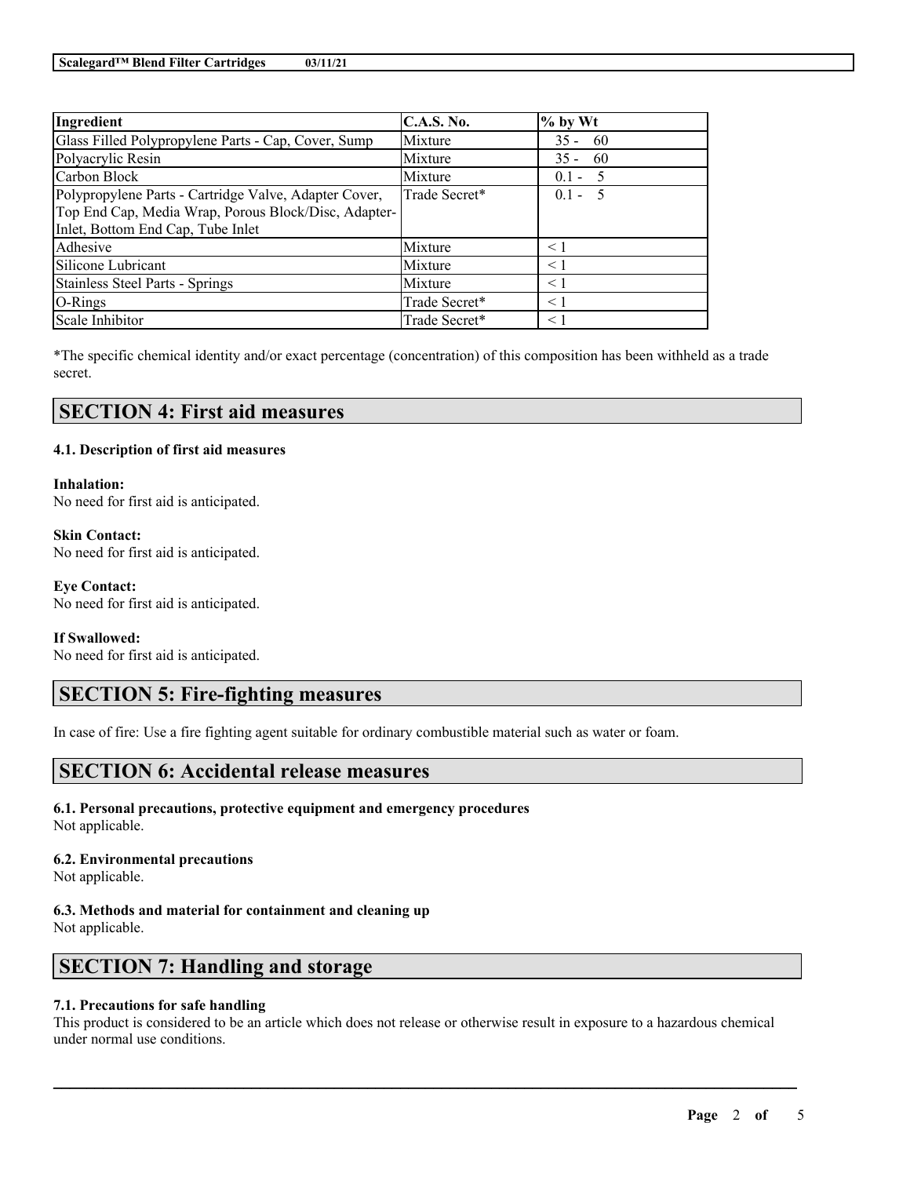| Ingredient | C.A.S. No. | % by Wt |
| --- | --- | --- |
| Glass Filled Polypropylene Parts - Cap, Cover, Sump | Mixture | 35 - 60 |
| Polyacrylic Resin | Mixture | 35 - 60 |
| Carbon Block | Mixture | 0.1 - 5 |
| Polypropylene Parts - Cartridge Valve, Adapter Cover, Top End Cap, Media Wrap, Porous Block/Disc, Adapter-Inlet, Bottom End Cap, Tube Inlet | Trade Secret* | 0.1 - 5 |
| Adhesive | Mixture | < 1 |
| Silicone Lubricant | Mixture | < 1 |
| Stainless Steel Parts - Springs | Mixture | < 1 |
| O-Rings | Trade Secret* | < 1 |
| Scale Inhibitor | Trade Secret* | < 1 |

*The specific chemical identity and/or exact percentage (concentration) of this composition has been withheld as a trade secret.

## SECTION 4: First aid measures

### 4.1. Description of first aid measures

**Inhalation:**
No need for first aid is anticipated.

**Skin Contact:**
No need for first aid is anticipated.

**Eye Contact:**
No need for first aid is anticipated.

**If Swallowed:**
No need for first aid is anticipated.

## SECTION 5: Fire-fighting measures

In case of fire: Use a fire fighting agent suitable for ordinary combustible material such as water or foam.

## SECTION 6: Accidental release measures

### 6.1. Personal precautions, protective equipment and emergency procedures
Not applicable.

### 6.2. Environmental precautions
Not applicable.

### 6.3. Methods and material for containment and cleaning up
Not applicable.

## SECTION 7: Handling and storage

### 7.1. Precautions for safe handling
This product is considered to be an article which does not release or otherwise result in exposure to a hazardous chemical under normal use conditions.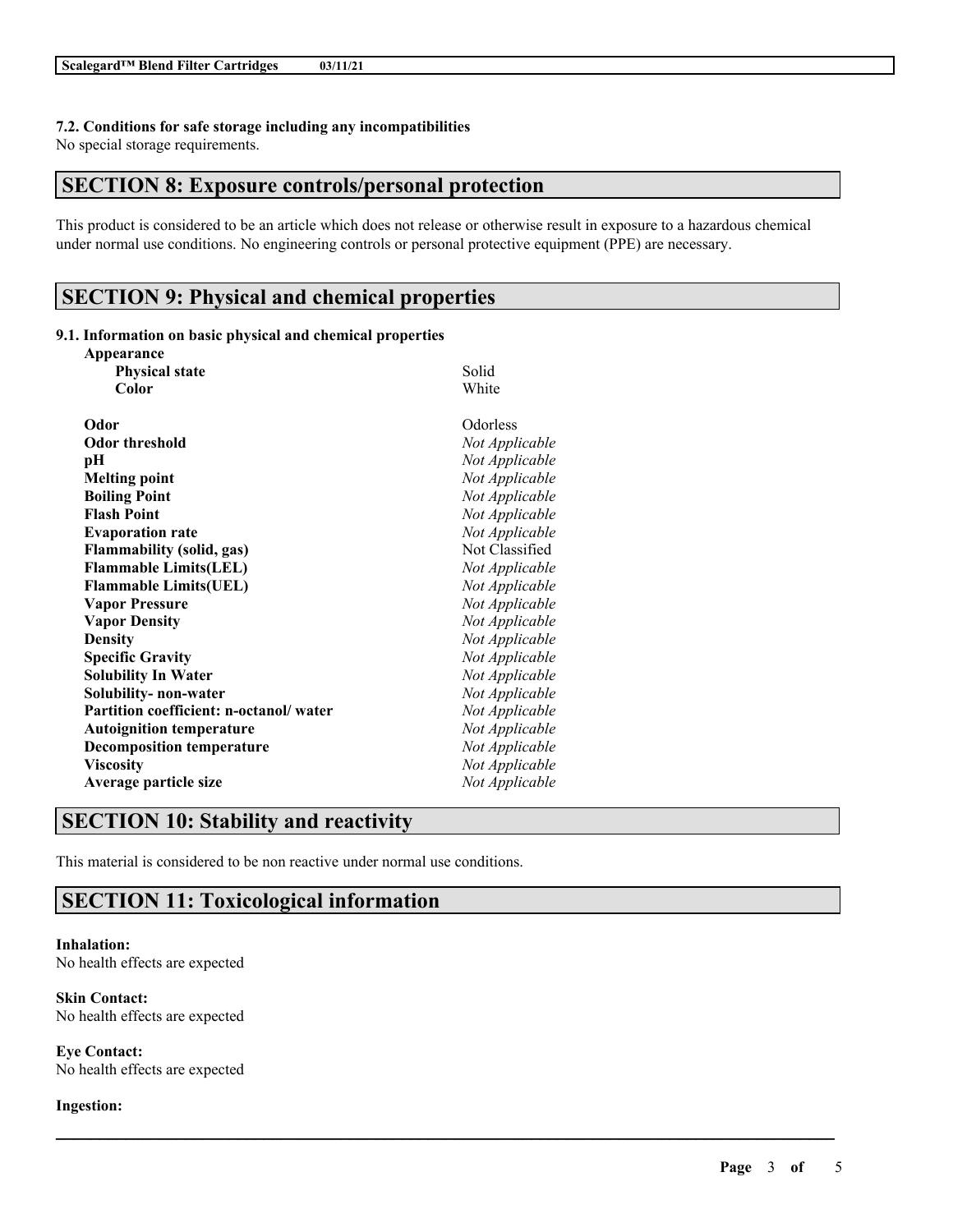#### 7.2. Conditions for safe storage including any incompatibilities

No special storage requirements.

## SECTION 8: Exposure controls/personal protection

This product is considered to be an article which does not release or otherwise result in exposure to a hazardous chemical under normal use conditions. No engineering controls or personal protective equipment (PPE) are necessary.

## SECTION 9: Physical and chemical properties

#### 9.1. Information on basic physical and chemical properties

| Property | Value |
|---|---|
| **Appearance** | |
| **Physical state** | Solid |
| **Color** | White |
| **Odor** | Odorless |
| **Odor threshold** | *Not Applicable* |
| **pH** | *Not Applicable* |
| **Melting point** | *Not Applicable* |
| **Boiling Point** | *Not Applicable* |
| **Flash Point** | *Not Applicable* |
| **Evaporation rate** | *Not Applicable* |
| **Flammability (solid, gas)** | Not Classified |
| **Flammable Limits(LEL)** | *Not Applicable* |
| **Flammable Limits(UEL)** | *Not Applicable* |
| **Vapor Pressure** | *Not Applicable* |
| **Vapor Density** | *Not Applicable* |
| **Density** | *Not Applicable* |
| **Specific Gravity** | *Not Applicable* |
| **Solubility In Water** | *Not Applicable* |
| **Solubility- non-water** | *Not Applicable* |
| **Partition coefficient: n-octanol/ water** | *Not Applicable* |
| **Autoignition temperature** | *Not Applicable* |
| **Decomposition temperature** | *Not Applicable* |
| **Viscosity** | *Not Applicable* |
| **Average particle size** | *Not Applicable* |

## SECTION 10: Stability and reactivity

This material is considered to be non reactive under normal use conditions.

## SECTION 11: Toxicological information

**Inhalation:**
No health effects are expected

**Skin Contact:**
No health effects are expected

**Eye Contact:**
No health effects are expected

**Ingestion:**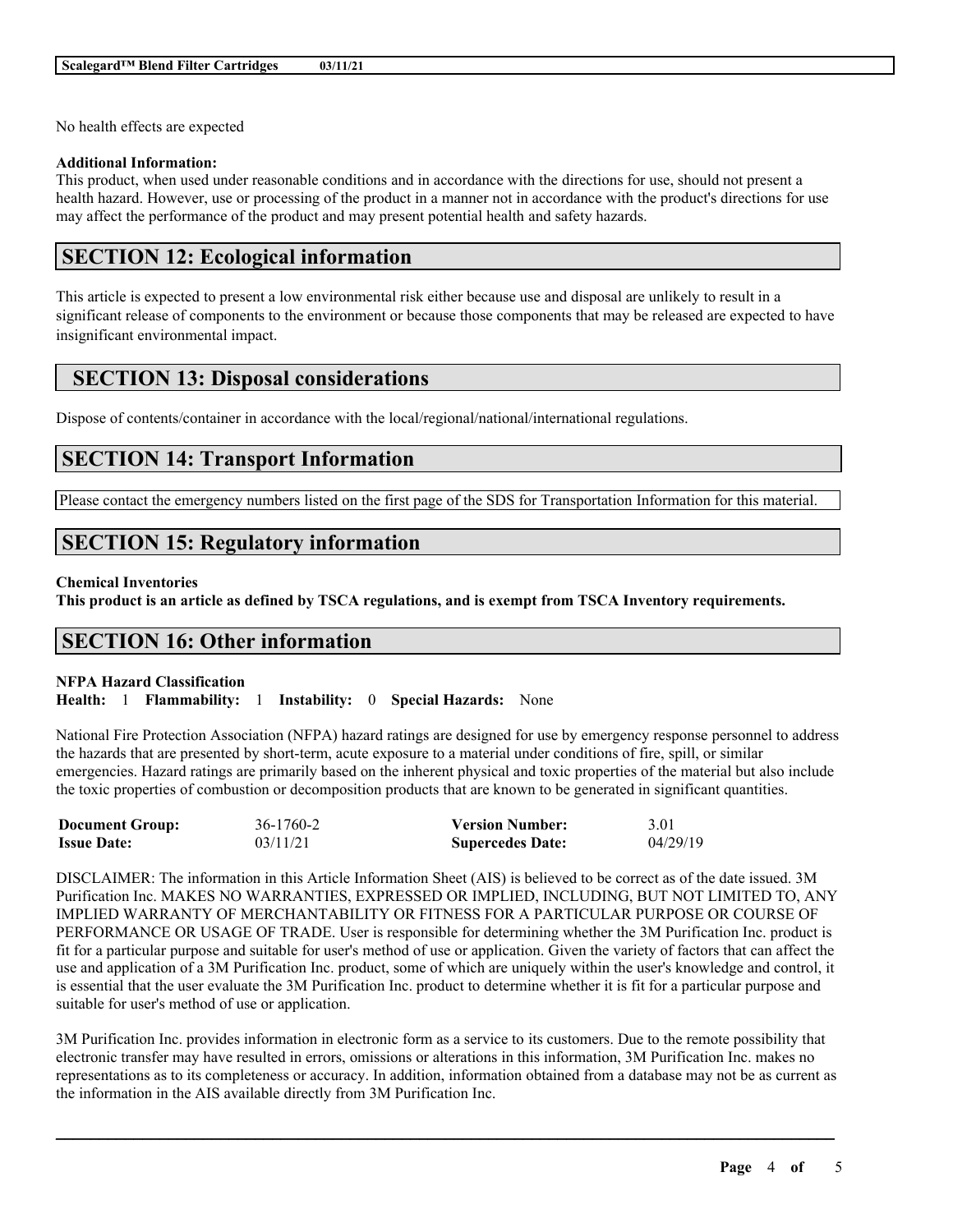No health effects are expected

**Additional Information:**
This product, when used under reasonable conditions and in accordance with the directions for use, should not present a health hazard. However, use or processing of the product in a manner not in accordance with the product's directions for use may affect the performance of the product and may present potential health and safety hazards.

## SECTION 12: Ecological information

This article is expected to present a low environmental risk either because use and disposal are unlikely to result in a significant release of components to the environment or because those components that may be released are expected to have insignificant environmental impact.

## SECTION 13: Disposal considerations

Dispose of contents/container in accordance with the local/regional/national/international regulations.

## SECTION 14: Transport Information

Please contact the emergency numbers listed on the first page of the SDS for Transportation Information for this material.

## SECTION 15: Regulatory information

**Chemical Inventories**
**This product is an article as defined by TSCA regulations, and is exempt from TSCA Inventory requirements.**

## SECTION 16: Other information

**NFPA Hazard Classification**
**Health:** 1 **Flammability:** 1 **Instability:** 0 **Special Hazards:** None

National Fire Protection Association (NFPA) hazard ratings are designed for use by emergency response personnel to address the hazards that are presented by short-term, acute exposure to a material under conditions of fire, spill, or similar emergencies. Hazard ratings are primarily based on the inherent physical and toxic properties of the material but also include the toxic properties of combustion or decomposition products that are known to be generated in significant quantities.

| **Document Group:** | 36-1760-2 | **Version Number:** | 3.01 |
|---|---|---|---|
| **Issue Date:** | 03/11/21 | **Supercedes Date:** | 04/29/19 |

DISCLAIMER: The information in this Article Information Sheet (AIS) is believed to be correct as of the date issued. 3M Purification Inc. MAKES NO WARRANTIES, EXPRESSED OR IMPLIED, INCLUDING, BUT NOT LIMITED TO, ANY IMPLIED WARRANTY OF MERCHANTABILITY OR FITNESS FOR A PARTICULAR PURPOSE OR COURSE OF PERFORMANCE OR USAGE OF TRADE. User is responsible for determining whether the 3M Purification Inc. product is fit for a particular purpose and suitable for user's method of use or application. Given the variety of factors that can affect the use and application of a 3M Purification Inc. product, some of which are uniquely within the user's knowledge and control, it is essential that the user evaluate the 3M Purification Inc. product to determine whether it is fit for a particular purpose and suitable for user's method of use or application.

3M Purification Inc. provides information in electronic form as a service to its customers. Due to the remote possibility that electronic transfer may have resulted in errors, omissions or alterations in this information, 3M Purification Inc. makes no representations as to its completeness or accuracy. In addition, information obtained from a database may not be as current as the information in the AIS available directly from 3M Purification Inc.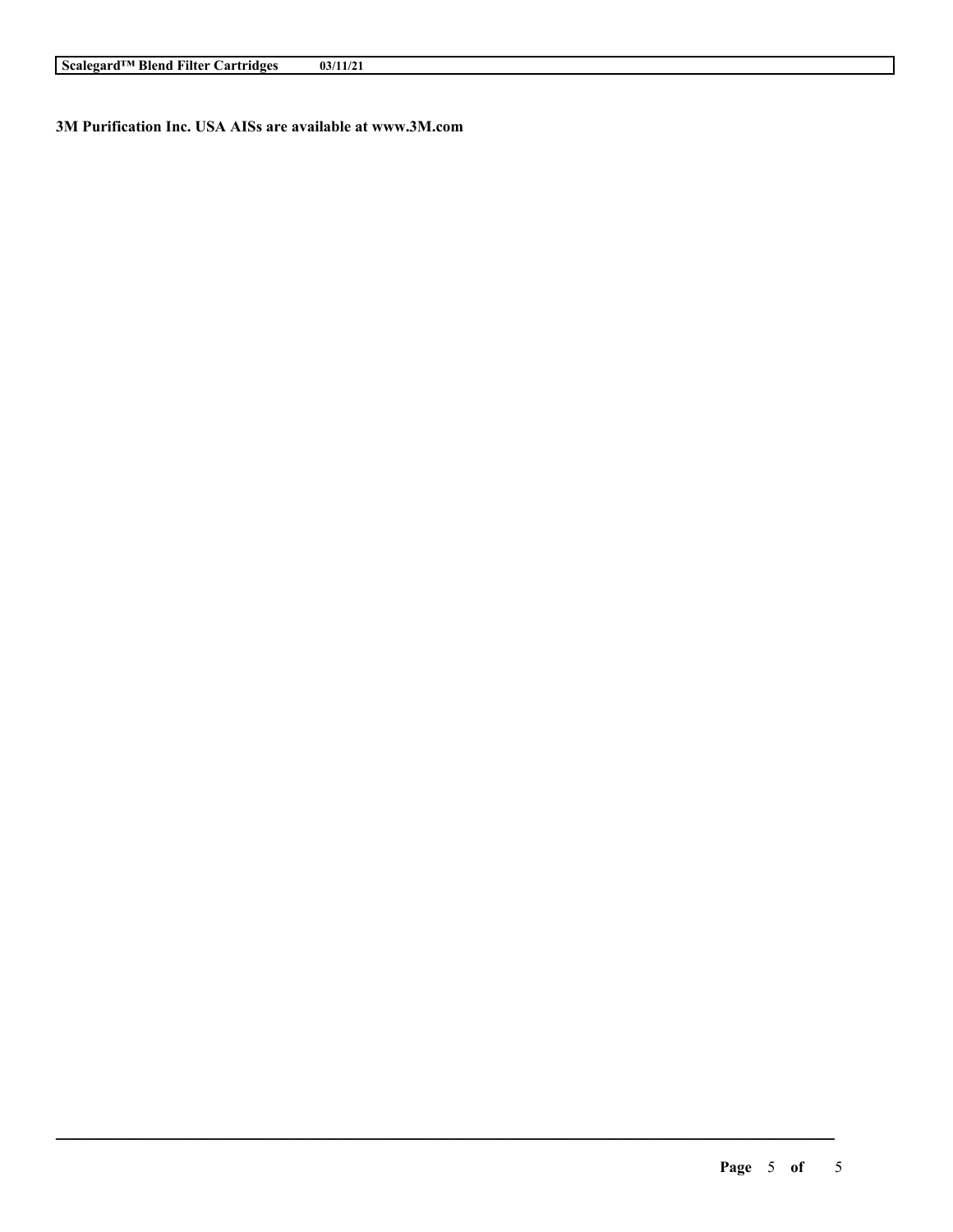**3M Purification Inc. USA AISs are available at www.3M.com**